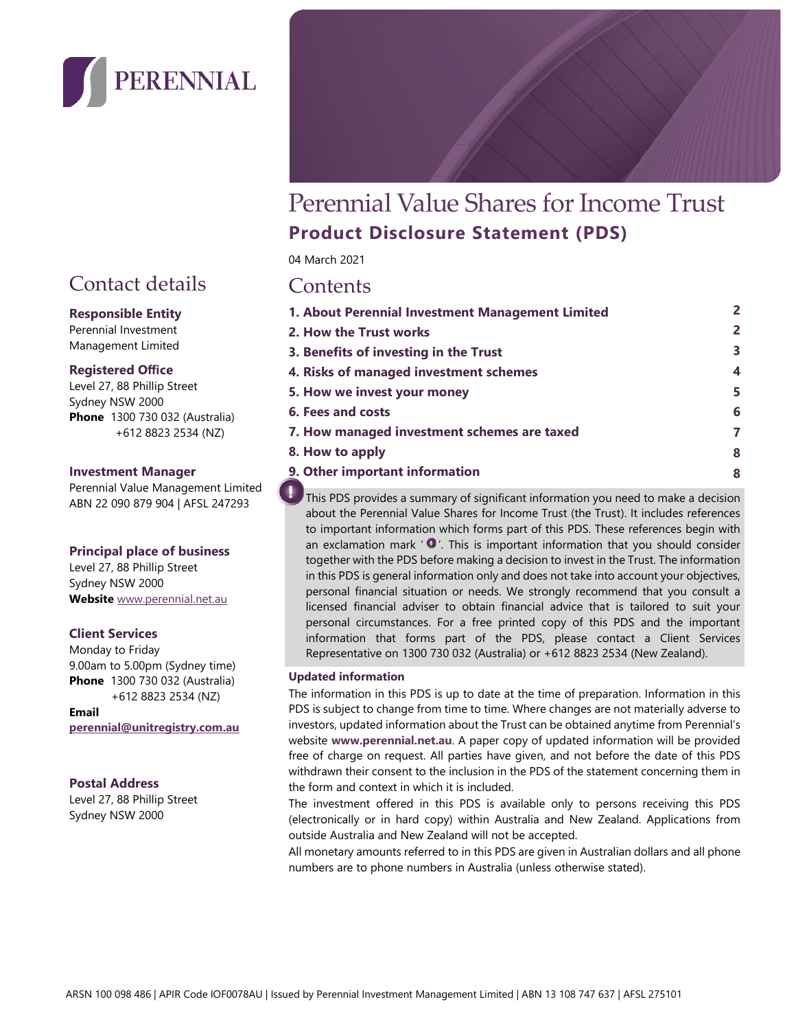PERENNIAL

# Perennial Value Shares for Income Trust

## Product Disclosure Statement (PDS)

04 March 2021

## Contact details

**Responsible Entity**
Perennial Investment Management Limited

**Registered Office**
Level 27, 88 Phillip Street
Sydney NSW 2000
**Phone** 1300 730 032 (Australia)
+612 8823 2534 (NZ)

**Investment Manager**
Perennial Value Management Limited
ABN 22 090 879 904 | AFSL 247293

**Principal place of business**
Level 27, 88 Phillip Street
Sydney NSW 2000
**Website** www.perennial.net.au

**Client Services**
Monday to Friday
9.00am to 5.00pm (Sydney time)
**Phone** 1300 730 032 (Australia)
+612 8823 2534 (NZ)
**Email**
**perennial@unitregistry.com.au**

**Postal Address**
Level 27, 88 Phillip Street
Sydney NSW 2000

## Contents

| | |
|---|---|
| **1. About Perennial Investment Management Limited** | **2** |
| **2. How the Trust works** | **2** |
| **3. Benefits of investing in the Trust** | **3** |
| **4. Risks of managed investment schemes** | **4** |
| **5. How we invest your money** | **5** |
| **6. Fees and costs** | **6** |
| **7. How managed investment schemes are taxed** | **7** |
| **8. How to apply** | **8** |
| **9. Other important information** | **8** |

This PDS provides a summary of significant information you need to make a decision about the Perennial Value Shares for Income Trust (the Trust). It includes references to important information which forms part of this PDS. These references begin with an exclamation mark '!'. This is important information that you should consider together with the PDS before making a decision to invest in the Trust. The information in this PDS is general information only and does not take into account your objectives, personal financial situation or needs. We strongly recommend that you consult a licensed financial adviser to obtain financial advice that is tailored to suit your personal circumstances. For a free printed copy of this PDS and the important information that forms part of the PDS, please contact a Client Services Representative on 1300 730 032 (Australia) or +612 8823 2534 (New Zealand).

**Updated information**

The information in this PDS is up to date at the time of preparation. Information in this PDS is subject to change from time to time. Where changes are not materially adverse to investors, updated information about the Trust can be obtained anytime from Perennial's website **www.perennial.net.au**. A paper copy of updated information will be provided free of charge on request. All parties have given, and not before the date of this PDS withdrawn their consent to the inclusion in the PDS of the statement concerning them in the form and context in which it is included.

The investment offered in this PDS is available only to persons receiving this PDS (electronically or in hard copy) within Australia and New Zealand. Applications from outside Australia and New Zealand will not be accepted.

All monetary amounts referred to in this PDS are given in Australian dollars and all phone numbers are to phone numbers in Australia (unless otherwise stated).

ARSN 100 098 486 | APIR Code IOF0078AU | Issued by Perennial Investment Management Limited | ABN 13 108 747 637 | AFSL 275101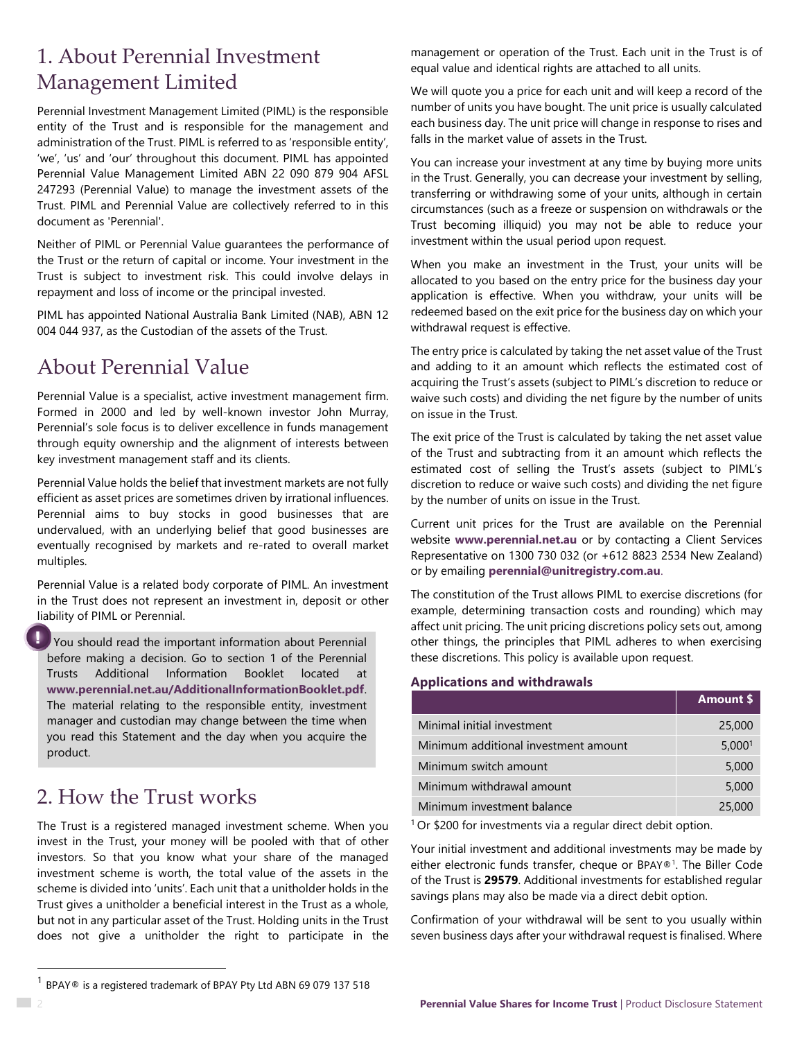# 1. About Perennial Investment Management Limited

Perennial Investment Management Limited (PIML) is the responsible entity of the Trust and is responsible for the management and administration of the Trust. PIML is referred to as 'responsible entity', 'we', 'us' and 'our' throughout this document. PIML has appointed Perennial Value Management Limited ABN 22 090 879 904 AFSL 247293 (Perennial Value) to manage the investment assets of the Trust. PIML and Perennial Value are collectively referred to in this document as 'Perennial'.

Neither of PIML or Perennial Value guarantees the performance of the Trust or the return of capital or income. Your investment in the Trust is subject to investment risk. This could involve delays in repayment and loss of income or the principal invested.

PIML has appointed National Australia Bank Limited (NAB), ABN 12 004 044 937, as the Custodian of the assets of the Trust.

# About Perennial Value

Perennial Value is a specialist, active investment management firm. Formed in 2000 and led by well-known investor John Murray, Perennial's sole focus is to deliver excellence in funds management through equity ownership and the alignment of interests between key investment management staff and its clients.

Perennial Value holds the belief that investment markets are not fully efficient as asset prices are sometimes driven by irrational influences. Perennial aims to buy stocks in good businesses that are undervalued, with an underlying belief that good businesses are eventually recognised by markets and re-rated to overall market multiples.

Perennial Value is a related body corporate of PIML. An investment in the Trust does not represent an investment in, deposit or other liability of PIML or Perennial.

> You should read the important information about Perennial before making a decision. Go to section 1 of the Perennial Trusts Additional Information Booklet located at **www.perennial.net.au/AdditionalInformationBooklet.pdf**. The material relating to the responsible entity, investment manager and custodian may change between the time when you read this Statement and the day when you acquire the product.

# 2. How the Trust works

The Trust is a registered managed investment scheme. When you invest in the Trust, your money will be pooled with that of other investors. So that you know what your share of the managed investment scheme is worth, the total value of the assets in the scheme is divided into 'units'. Each unit that a unitholder holds in the Trust gives a unitholder a beneficial interest in the Trust as a whole, but not in any particular asset of the Trust. Holding units in the Trust does not give a unitholder the right to participate in the management or operation of the Trust. Each unit in the Trust is of equal value and identical rights are attached to all units.

We will quote you a price for each unit and will keep a record of the number of units you have bought. The unit price is usually calculated each business day. The unit price will change in response to rises and falls in the market value of assets in the Trust.

You can increase your investment at any time by buying more units in the Trust. Generally, you can decrease your investment by selling, transferring or withdrawing some of your units, although in certain circumstances (such as a freeze or suspension on withdrawals or the Trust becoming illiquid) you may not be able to reduce your investment within the usual period upon request.

When you make an investment in the Trust, your units will be allocated to you based on the entry price for the business day your application is effective. When you withdraw, your units will be redeemed based on the exit price for the business day on which your withdrawal request is effective.

The entry price is calculated by taking the net asset value of the Trust and adding to it an amount which reflects the estimated cost of acquiring the Trust's assets (subject to PIML's discretion to reduce or waive such costs) and dividing the net figure by the number of units on issue in the Trust.

The exit price of the Trust is calculated by taking the net asset value of the Trust and subtracting from it an amount which reflects the estimated cost of selling the Trust's assets (subject to PIML's discretion to reduce or waive such costs) and dividing the net figure by the number of units on issue in the Trust.

Current unit prices for the Trust are available on the Perennial website **www.perennial.net.au** or by contacting a Client Services Representative on 1300 730 032 (or +612 8823 2534 New Zealand) or by emailing **perennial@unitregistry.com.au**.

The constitution of the Trust allows PIML to exercise discretions (for example, determining transaction costs and rounding) which may affect unit pricing. The unit pricing discretions policy sets out, among other things, the principles that PIML adheres to when exercising these discretions. This policy is available upon request.

### Applications and withdrawals

| | Amount $ |
|---|---|
| Minimal initial investment | 25,000 |
| Minimum additional investment amount | 5,000[1] |
| Minimum switch amount | 5,000 |
| Minimum withdrawal amount | 5,000 |
| Minimum investment balance | 25,000 |

[1] Or $200 for investments via a regular direct debit option.

Your initial investment and additional investments may be made by either electronic funds transfer, cheque or BPAY®[1]. The Biller Code of the Trust is **29579**. Additional investments for established regular savings plans may also be made via a direct debit option.

Confirmation of your withdrawal will be sent to you usually within seven business days after your withdrawal request is finalised. Where

[1] BPAY® is a registered trademark of BPAY Pty Ltd ABN 69 079 137 518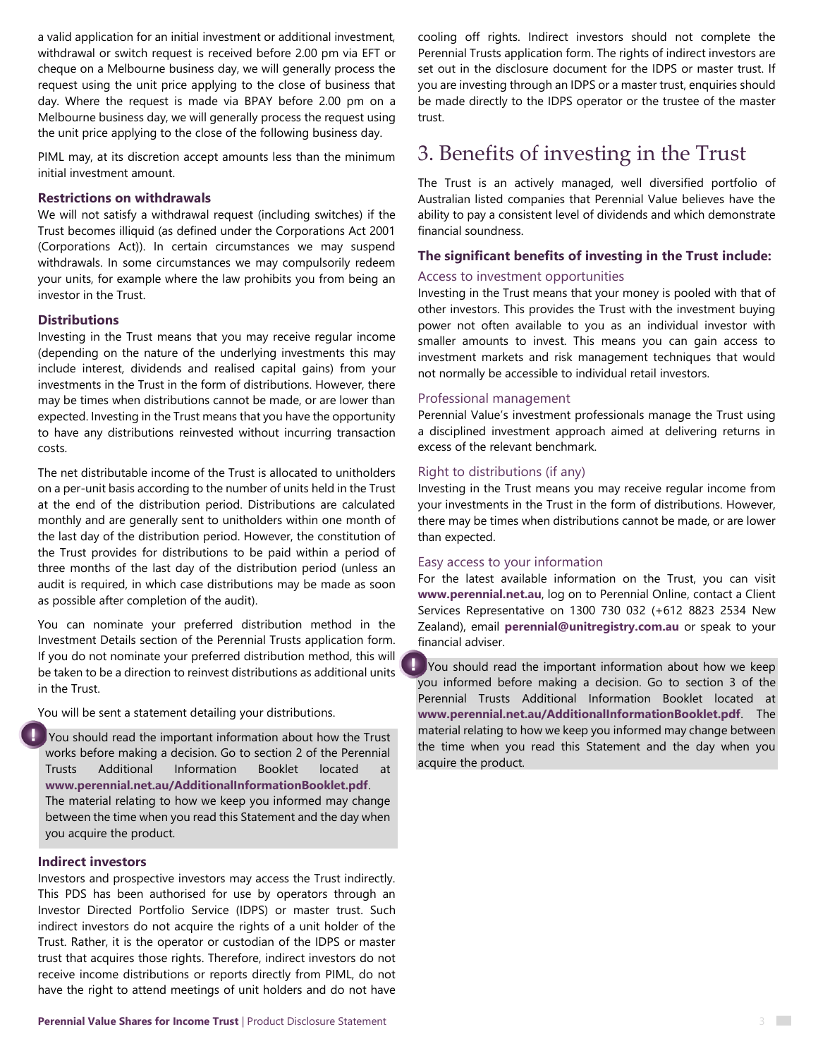a valid application for an initial investment or additional investment, withdrawal or switch request is received before 2.00 pm via EFT or cheque on a Melbourne business day, we will generally process the request using the unit price applying to the close of business that day. Where the request is made via BPAY before 2.00 pm on a Melbourne business day, we will generally process the request using the unit price applying to the close of the following business day.

PIML may, at its discretion accept amounts less than the minimum initial investment amount.

### Restrictions on withdrawals

We will not satisfy a withdrawal request (including switches) if the Trust becomes illiquid (as defined under the Corporations Act 2001 (Corporations Act)). In certain circumstances we may suspend withdrawals. In some circumstances we may compulsorily redeem your units, for example where the law prohibits you from being an investor in the Trust.

### Distributions

Investing in the Trust means that you may receive regular income (depending on the nature of the underlying investments this may include interest, dividends and realised capital gains) from your investments in the Trust in the form of distributions. However, there may be times when distributions cannot be made, or are lower than expected. Investing in the Trust means that you have the opportunity to have any distributions reinvested without incurring transaction costs.

The net distributable income of the Trust is allocated to unitholders on a per-unit basis according to the number of units held in the Trust at the end of the distribution period. Distributions are calculated monthly and are generally sent to unitholders within one month of the last day of the distribution period. However, the constitution of the Trust provides for distributions to be paid within a period of three months of the last day of the distribution period (unless an audit is required, in which case distributions may be made as soon as possible after completion of the audit).

You can nominate your preferred distribution method in the Investment Details section of the Perennial Trusts application form. If you do not nominate your preferred distribution method, this will be taken to be a direction to reinvest distributions as additional units in the Trust.

You will be sent a statement detailing your distributions.

> You should read the important information about how the Trust works before making a decision. Go to section 2 of the Perennial Trusts Additional Information Booklet located at **www.perennial.net.au/AdditionalInformationBooklet.pdf**. The material relating to how we keep you informed may change between the time when you read this Statement and the day when you acquire the product.

### Indirect investors

Investors and prospective investors may access the Trust indirectly. This PDS has been authorised for use by operators through an Investor Directed Portfolio Service (IDPS) or master trust. Such indirect investors do not acquire the rights of a unit holder of the Trust. Rather, it is the operator or custodian of the IDPS or master trust that acquires those rights. Therefore, indirect investors do not receive income distributions or reports directly from PIML, do not have the right to attend meetings of unit holders and do not have cooling off rights. Indirect investors should not complete the Perennial Trusts application form. The rights of indirect investors are set out in the disclosure document for the IDPS or master trust. If you are investing through an IDPS or a master trust, enquiries should be made directly to the IDPS operator or the trustee of the master trust.

# 3. Benefits of investing in the Trust

The Trust is an actively managed, well diversified portfolio of Australian listed companies that Perennial Value believes have the ability to pay a consistent level of dividends and which demonstrate financial soundness.

### The significant benefits of investing in the Trust include:

#### Access to investment opportunities

Investing in the Trust means that your money is pooled with that of other investors. This provides the Trust with the investment buying power not often available to you as an individual investor with smaller amounts to invest. This means you can gain access to investment markets and risk management techniques that would not normally be accessible to individual retail investors.

#### Professional management

Perennial Value's investment professionals manage the Trust using a disciplined investment approach aimed at delivering returns in excess of the relevant benchmark.

#### Right to distributions (if any)

Investing in the Trust means you may receive regular income from your investments in the Trust in the form of distributions. However, there may be times when distributions cannot be made, or are lower than expected.

#### Easy access to your information

For the latest available information on the Trust, you can visit **www.perennial.net.au**, log on to Perennial Online, contact a Client Services Representative on 1300 730 032 (+612 8823 2534 New Zealand), email **perennial@unitregistry.com.au** or speak to your financial adviser.

> You should read the important information about how we keep you informed before making a decision. Go to section 3 of the Perennial Trusts Additional Information Booklet located at **www.perennial.net.au/AdditionalInformationBooklet.pdf**. The material relating to how we keep you informed may change between the time when you read this Statement and the day when you acquire the product.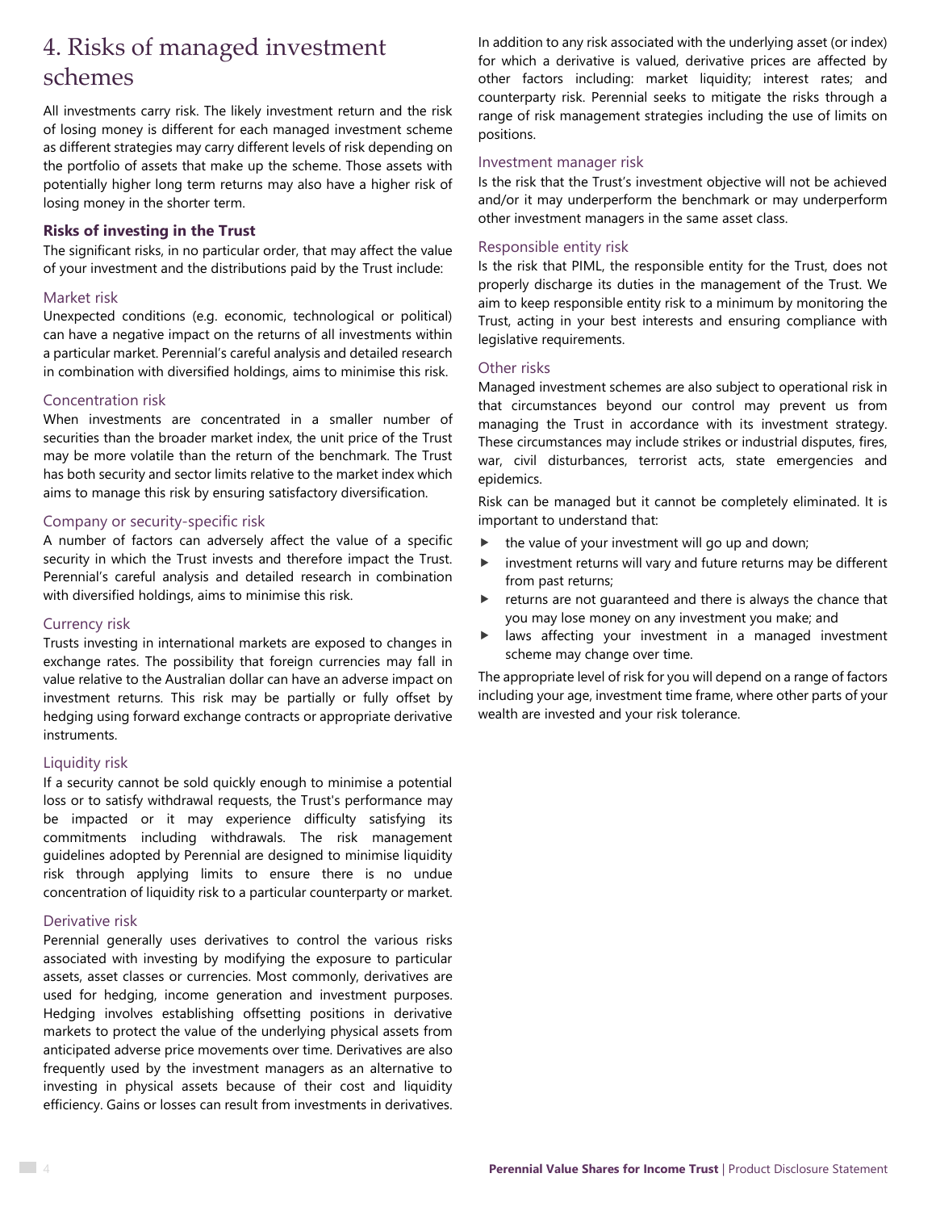# 4. Risks of managed investment schemes

All investments carry risk. The likely investment return and the risk of losing money is different for each managed investment scheme as different strategies may carry different levels of risk depending on the portfolio of assets that make up the scheme. Those assets with potentially higher long term returns may also have a higher risk of losing money in the shorter term.

**Risks of investing in the Trust**

The significant risks, in no particular order, that may affect the value of your investment and the distributions paid by the Trust include:

### Market risk

Unexpected conditions (e.g. economic, technological or political) can have a negative impact on the returns of all investments within a particular market. Perennial's careful analysis and detailed research in combination with diversified holdings, aims to minimise this risk.

### Concentration risk

When investments are concentrated in a smaller number of securities than the broader market index, the unit price of the Trust may be more volatile than the return of the benchmark. The Trust has both security and sector limits relative to the market index which aims to manage this risk by ensuring satisfactory diversification.

### Company or security-specific risk

A number of factors can adversely affect the value of a specific security in which the Trust invests and therefore impact the Trust. Perennial's careful analysis and detailed research in combination with diversified holdings, aims to minimise this risk.

### Currency risk

Trusts investing in international markets are exposed to changes in exchange rates. The possibility that foreign currencies may fall in value relative to the Australian dollar can have an adverse impact on investment returns. This risk may be partially or fully offset by hedging using forward exchange contracts or appropriate derivative instruments.

### Liquidity risk

If a security cannot be sold quickly enough to minimise a potential loss or to satisfy withdrawal requests, the Trust's performance may be impacted or it may experience difficulty satisfying its commitments including withdrawals. The risk management guidelines adopted by Perennial are designed to minimise liquidity risk through applying limits to ensure there is no undue concentration of liquidity risk to a particular counterparty or market.

### Derivative risk

Perennial generally uses derivatives to control the various risks associated with investing by modifying the exposure to particular assets, asset classes or currencies. Most commonly, derivatives are used for hedging, income generation and investment purposes. Hedging involves establishing offsetting positions in derivative markets to protect the value of the underlying physical assets from anticipated adverse price movements over time. Derivatives are also frequently used by the investment managers as an alternative to investing in physical assets because of their cost and liquidity efficiency. Gains or losses can result from investments in derivatives. In addition to any risk associated with the underlying asset (or index) for which a derivative is valued, derivative prices are affected by other factors including: market liquidity; interest rates; and counterparty risk. Perennial seeks to mitigate the risks through a range of risk management strategies including the use of limits on positions.

### Investment manager risk

Is the risk that the Trust's investment objective will not be achieved and/or it may underperform the benchmark or may underperform other investment managers in the same asset class.

### Responsible entity risk

Is the risk that PIML, the responsible entity for the Trust, does not properly discharge its duties in the management of the Trust. We aim to keep responsible entity risk to a minimum by monitoring the Trust, acting in your best interests and ensuring compliance with legislative requirements.

### Other risks

Managed investment schemes are also subject to operational risk in that circumstances beyond our control may prevent us from managing the Trust in accordance with its investment strategy. These circumstances may include strikes or industrial disputes, fires, war, civil disturbances, terrorist acts, state emergencies and epidemics.

Risk can be managed but it cannot be completely eliminated. It is important to understand that:

- the value of your investment will go up and down;
- investment returns will vary and future returns may be different from past returns;
- returns are not guaranteed and there is always the chance that you may lose money on any investment you make; and
- laws affecting your investment in a managed investment scheme may change over time.

The appropriate level of risk for you will depend on a range of factors including your age, investment time frame, where other parts of your wealth are invested and your risk tolerance.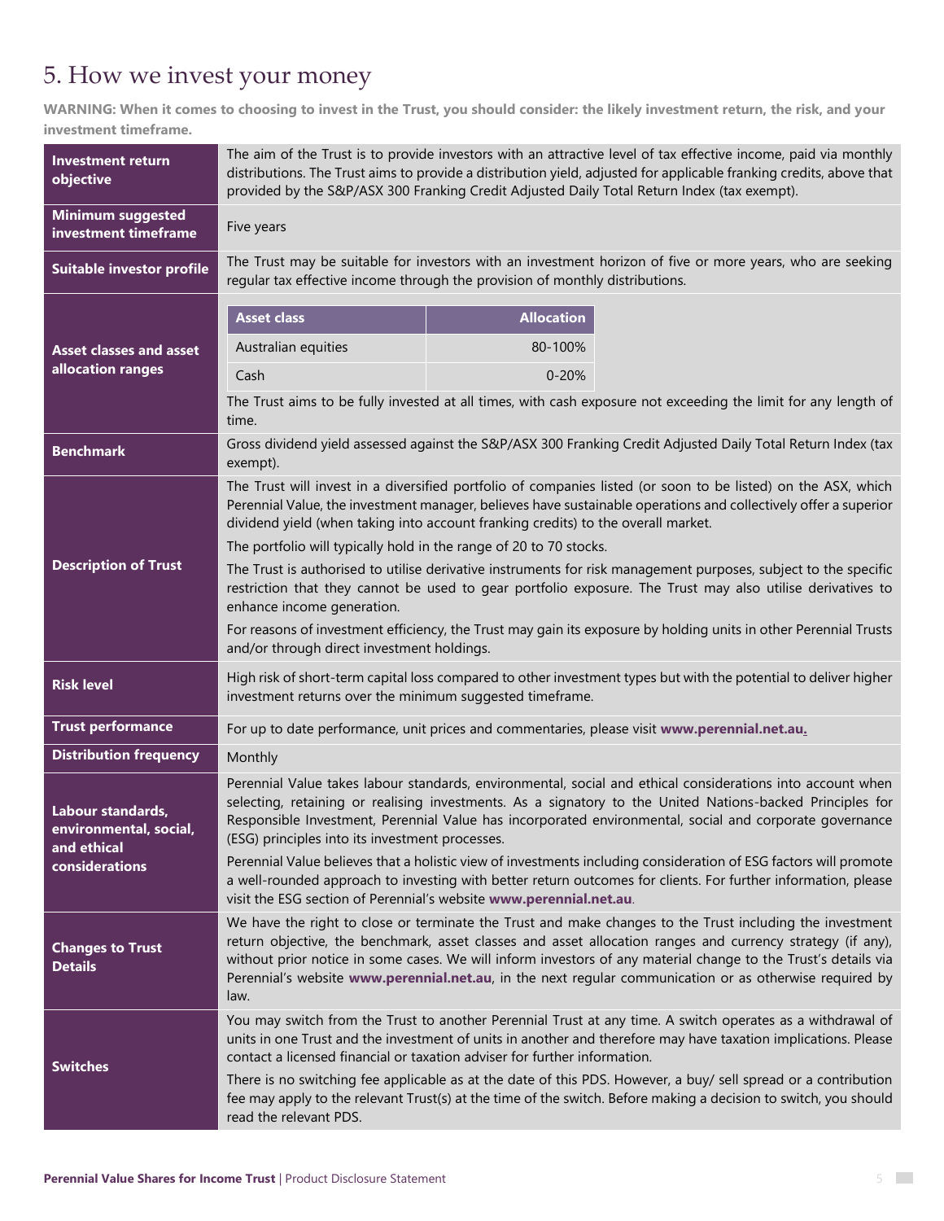# 5. How we invest your money

**WARNING: When it comes to choosing to invest in the Trust, you should consider: the likely investment return, the risk, and your investment timeframe.**

| | |
|---|---|
| **Investment return objective** | The aim of the Trust is to provide investors with an attractive level of tax effective income, paid via monthly distributions. The Trust aims to provide a distribution yield, adjusted for applicable franking credits, above that provided by the S&P/ASX 300 Franking Credit Adjusted Daily Total Return Index (tax exempt). |
| **Minimum suggested investment timeframe** | Five years |
| **Suitable investor profile** | The Trust may be suitable for investors with an investment horizon of five or more years, who are seeking regular tax effective income through the provision of monthly distributions. |
| **Asset classes and asset allocation ranges** | **Asset class** / **Allocation**: Australian equities 80-100%; Cash 0-20%. The Trust aims to be fully invested at all times, with cash exposure not exceeding the limit for any length of time. |
| **Benchmark** | Gross dividend yield assessed against the S&P/ASX 300 Franking Credit Adjusted Daily Total Return Index (tax exempt). |
| **Description of Trust** | The Trust will invest in a diversified portfolio of companies listed (or soon to be listed) on the ASX, which Perennial Value, the investment manager, believes have sustainable operations and collectively offer a superior dividend yield (when taking into account franking credits) to the overall market. The portfolio will typically hold in the range of 20 to 70 stocks. The Trust is authorised to utilise derivative instruments for risk management purposes, subject to the specific restriction that they cannot be used to gear portfolio exposure. The Trust may also utilise derivatives to enhance income generation. For reasons of investment efficiency, the Trust may gain its exposure by holding units in other Perennial Trusts and/or through direct investment holdings. |
| **Risk level** | High risk of short-term capital loss compared to other investment types but with the potential to deliver higher investment returns over the minimum suggested timeframe. |
| **Trust performance** | For up to date performance, unit prices and commentaries, please visit **www.perennial.net.au**. |
| **Distribution frequency** | Monthly |
| **Labour standards, environmental, social, and ethical considerations** | Perennial Value takes labour standards, environmental, social and ethical considerations into account when selecting, retaining or realising investments. As a signatory to the United Nations-backed Principles for Responsible Investment, Perennial Value has incorporated environmental, social and corporate governance (ESG) principles into its investment processes. Perennial Value believes that a holistic view of investments including consideration of ESG factors will promote a well-rounded approach to investing with better return outcomes for clients. For further information, please visit the ESG section of Perennial's website **www.perennial.net.au**. |
| **Changes to Trust Details** | We have the right to close or terminate the Trust and make changes to the Trust including the investment return objective, the benchmark, asset classes and asset allocation ranges and currency strategy (if any), without prior notice in some cases. We will inform investors of any material change to the Trust's details via Perennial's website **www.perennial.net.au**, in the next regular communication or as otherwise required by law. |
| **Switches** | You may switch from the Trust to another Perennial Trust at any time. A switch operates as a withdrawal of units in one Trust and the investment of units in another and therefore may have taxation implications. Please contact a licensed financial or taxation adviser for further information. There is no switching fee applicable as at the date of this PDS. However, a buy/ sell spread or a contribution fee may apply to the relevant Trust(s) at the time of the switch. Before making a decision to switch, you should read the relevant PDS. |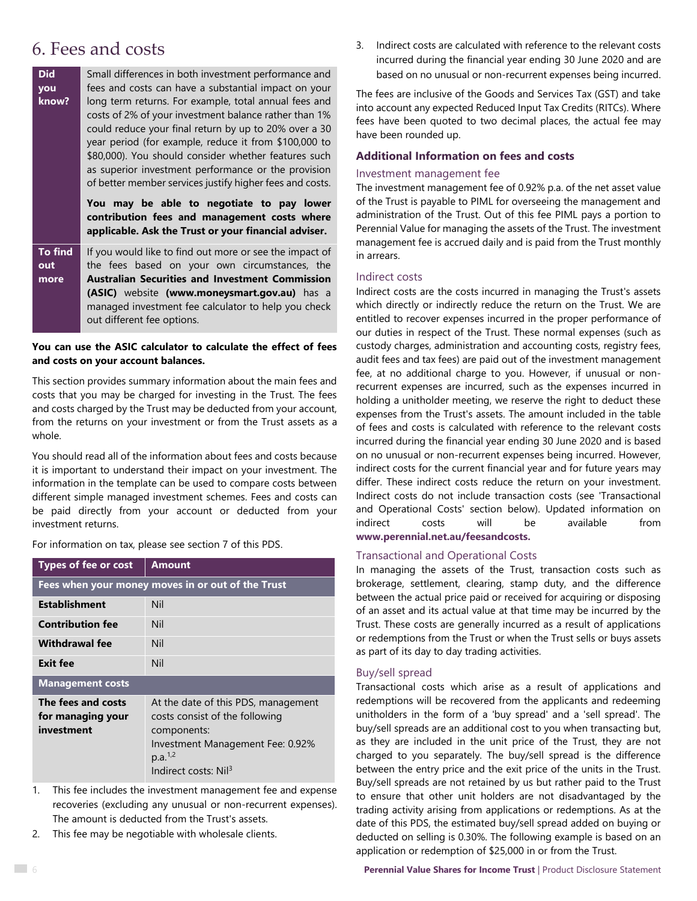# 6. Fees and costs

| | |
|---|---|
| **Did you know?** | Small differences in both investment performance and fees and costs can have a substantial impact on your long term returns. For example, total annual fees and costs of 2% of your investment balance rather than 1% could reduce your final return by up to 20% over a 30 year period (for example, reduce it from $100,000 to $80,000). You should consider whether features such as superior investment performance or the provision of better member services justify higher fees and costs. **You may be able to negotiate to pay lower contribution fees and management costs where applicable. Ask the Trust or your financial adviser.** |
| **To find out more** | If you would like to find out more or see the impact of the fees based on your own circumstances, the **Australian Securities and Investment Commission (ASIC)** website **(www.moneysmart.gov.au)** has a managed investment fee calculator to help you check out different fee options. |

**You can use the ASIC calculator to calculate the effect of fees and costs on your account balances.**

This section provides summary information about the main fees and costs that you may be charged for investing in the Trust. The fees and costs charged by the Trust may be deducted from your account, from the returns on your investment or from the Trust assets as a whole.

You should read all of the information about fees and costs because it is important to understand their impact on your investment. The information in the template can be used to compare costs between different simple managed investment schemes. Fees and costs can be paid directly from your account or deducted from your investment returns.

For information on tax, please see section 7 of this PDS.

| Types of fee or cost | Amount |
|---|---|
| **Fees when your money moves in or out of the Trust** | |
| **Establishment** | Nil |
| **Contribution fee** | Nil |
| **Withdrawal fee** | Nil |
| **Exit fee** | Nil |
| **Management costs** | |
| **The fees and costs for managing your investment** | At the date of this PDS, management costs consist of the following components: Investment Management Fee: 0.92% p.a.[1,2] Indirect costs: Nil[3] |

1. This fee includes the investment management fee and expense recoveries (excluding any unusual or non-recurrent expenses). The amount is deducted from the Trust's assets.
2. This fee may be negotiable with wholesale clients.
3. Indirect costs are calculated with reference to the relevant costs incurred during the financial year ending 30 June 2020 and are based on no unusual or non-recurrent expenses being incurred.

The fees are inclusive of the Goods and Services Tax (GST) and take into account any expected Reduced Input Tax Credits (RITCs). Where fees have been quoted to two decimal places, the actual fee may have been rounded up.

### Additional Information on fees and costs

#### Investment management fee

The investment management fee of 0.92% p.a. of the net asset value of the Trust is payable to PIML for overseeing the management and administration of the Trust. Out of this fee PIML pays a portion to Perennial Value for managing the assets of the Trust. The investment management fee is accrued daily and is paid from the Trust monthly in arrears.

#### Indirect costs

Indirect costs are the costs incurred in managing the Trust's assets which directly or indirectly reduce the return on the Trust. We are entitled to recover expenses incurred in the proper performance of our duties in respect of the Trust. These normal expenses (such as custody charges, administration and accounting costs, registry fees, audit fees and tax fees) are paid out of the investment management fee, at no additional charge to you. However, if unusual or non-recurrent expenses are incurred, such as the expenses incurred in holding a unitholder meeting, we reserve the right to deduct these expenses from the Trust's assets. The amount included in the table of fees and costs is calculated with reference to the relevant costs incurred during the financial year ending 30 June 2020 and is based on no unusual or non-recurrent expenses being incurred. However, indirect costs for the current financial year and for future years may differ. These indirect costs reduce the return on your investment. Indirect costs do not include transaction costs (see 'Transactional and Operational Costs' section below). Updated information on indirect costs will be available from **www.perennial.net.au/feesandcosts.**

#### Transactional and Operational Costs

In managing the assets of the Trust, transaction costs such as brokerage, settlement, clearing, stamp duty, and the difference between the actual price paid or received for acquiring or disposing of an asset and its actual value at that time may be incurred by the Trust. These costs are generally incurred as a result of applications or redemptions from the Trust or when the Trust sells or buys assets as part of its day to day trading activities.

#### Buy/sell spread

Transactional costs which arise as a result of applications and redemptions will be recovered from the applicants and redeeming unitholders in the form of a 'buy spread' and a 'sell spread'. The buy/sell spreads are an additional cost to you when transacting but, as they are included in the unit price of the Trust, they are not charged to you separately. The buy/sell spread is the difference between the entry price and the exit price of the units in the Trust. Buy/sell spreads are not retained by us but rather paid to the Trust to ensure that other unit holders are not disadvantaged by the trading activity arising from applications or redemptions. As at the date of this PDS, the estimated buy/sell spread added on buying or deducted on selling is 0.30%. The following example is based on an application or redemption of $25,000 in or from the Trust.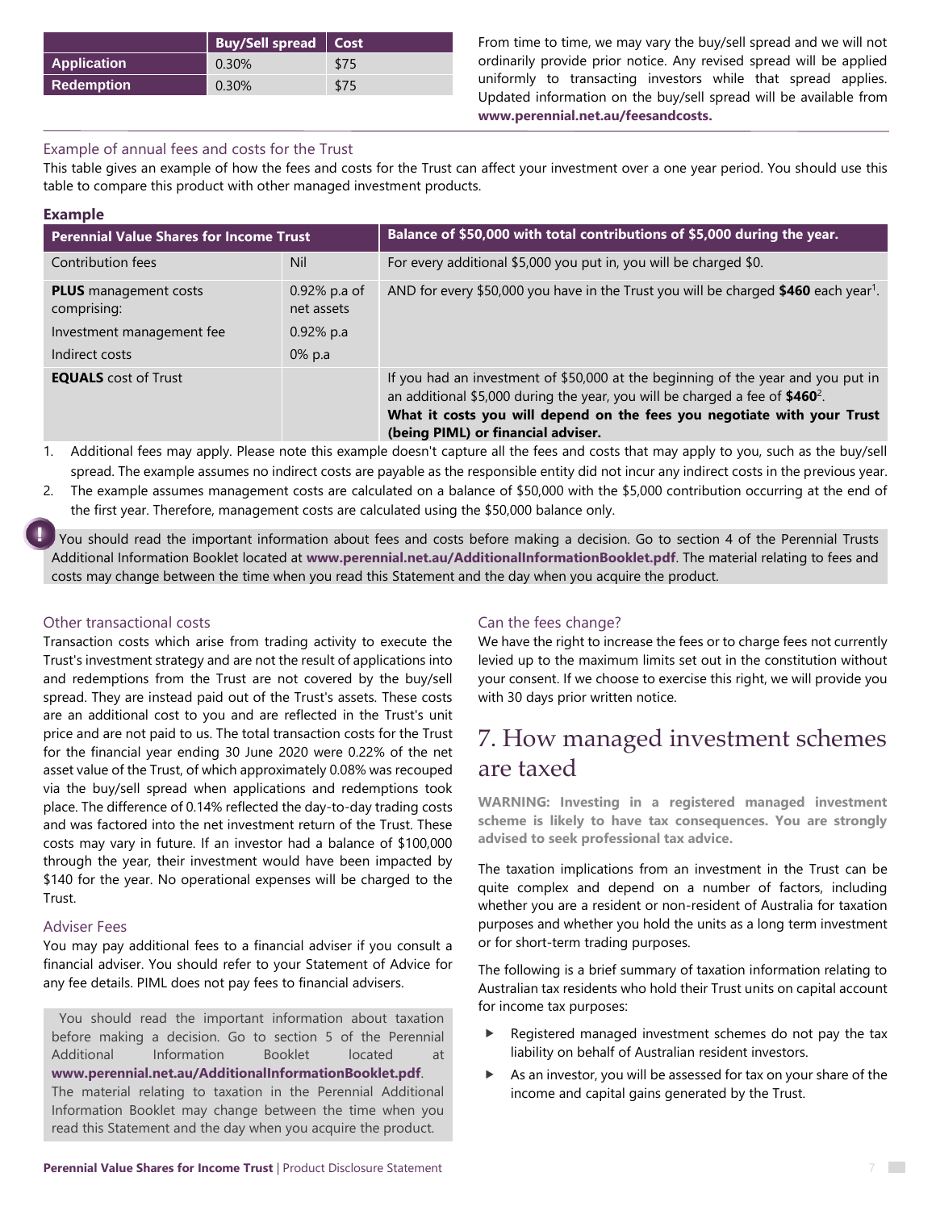| | Buy/Sell spread | Cost |
|---|---|---|
| Application | 0.30% | $75 |
| Redemption | 0.30% | $75 |

From time to time, we may vary the buy/sell spread and we will not ordinarily provide prior notice. Any revised spread will be applied uniformly to transacting investors while that spread applies. Updated information on the buy/sell spread will be available from **www.perennial.net.au/feesandcosts.**

### Example of annual fees and costs for the Trust

This table gives an example of how the fees and costs for the Trust can affect your investment over a one year period. You should use this table to compare this product with other managed investment products.

**Example**

| Perennial Value Shares for Income Trust | | Balance of $50,000 with total contributions of $5,000 during the year. |
|---|---|---|
| Contribution fees | Nil | For every additional $5,000 you put in, you will be charged $0. |
| **PLUS** management costs comprising:<br>Investment management fee<br>Indirect costs | 0.92% p.a of net assets<br>0.92% p.a<br>0% p.a | AND for every $50,000 you have in the Trust you will be charged **$460** each year[1]. |
| **EQUALS** cost of Trust | | If you had an investment of $50,000 at the beginning of the year and you put in an additional $5,000 during the year, you will be charged a fee of **$460**[2].<br>**What it costs you will depend on the fees you negotiate with your Trust (being PIML) or financial adviser.** |

1. Additional fees may apply. Please note this example doesn't capture all the fees and costs that may apply to you, such as the buy/sell spread. The example assumes no indirect costs are payable as the responsible entity did not incur any indirect costs in the previous year.
2. The example assumes management costs are calculated on a balance of $50,000 with the $5,000 contribution occurring at the end of the first year. Therefore, management costs are calculated using the $50,000 balance only.

You should read the important information about fees and costs before making a decision. Go to section 4 of the Perennial Trusts Additional Information Booklet located at **www.perennial.net.au/AdditionalInformationBooklet.pdf**. The material relating to fees and costs may change between the time when you read this Statement and the day when you acquire the product.

### Other transactional costs

Transaction costs which arise from trading activity to execute the Trust's investment strategy and are not the result of applications into and redemptions from the Trust are not covered by the buy/sell spread. They are instead paid out of the Trust's assets. These costs are an additional cost to you and are reflected in the Trust's unit price and are not paid to us. The total transaction costs for the Trust for the financial year ending 30 June 2020 were 0.22% of the net asset value of the Trust, of which approximately 0.08% was recouped via the buy/sell spread when applications and redemptions took place. The difference of 0.14% reflected the day-to-day trading costs and was factored into the net investment return of the Trust. These costs may vary in future. If an investor had a balance of $100,000 through the year, their investment would have been impacted by $140 for the year. No operational expenses will be charged to the Trust.

### Adviser Fees

You may pay additional fees to a financial adviser if you consult a financial adviser. You should refer to your Statement of Advice for any fee details. PIML does not pay fees to financial advisers.

You should read the important information about taxation before making a decision. Go to section 5 of the Perennial Additional Information Booklet located at **www.perennial.net.au/AdditionalInformationBooklet.pdf**. The material relating to taxation in the Perennial Additional Information Booklet may change between the time when you read this Statement and the day when you acquire the product.

### Can the fees change?

We have the right to increase the fees or to charge fees not currently levied up to the maximum limits set out in the constitution without your consent. If we choose to exercise this right, we will provide you with 30 days prior written notice.

## 7. How managed investment schemes are taxed

**WARNING: Investing in a registered managed investment scheme is likely to have tax consequences. You are strongly advised to seek professional tax advice.**

The taxation implications from an investment in the Trust can be quite complex and depend on a number of factors, including whether you are a resident or non-resident of Australia for taxation purposes and whether you hold the units as a long term investment or for short-term trading purposes.

The following is a brief summary of taxation information relating to Australian tax residents who hold their Trust units on capital account for income tax purposes:

- Registered managed investment schemes do not pay the tax liability on behalf of Australian resident investors.
- As an investor, you will be assessed for tax on your share of the income and capital gains generated by the Trust.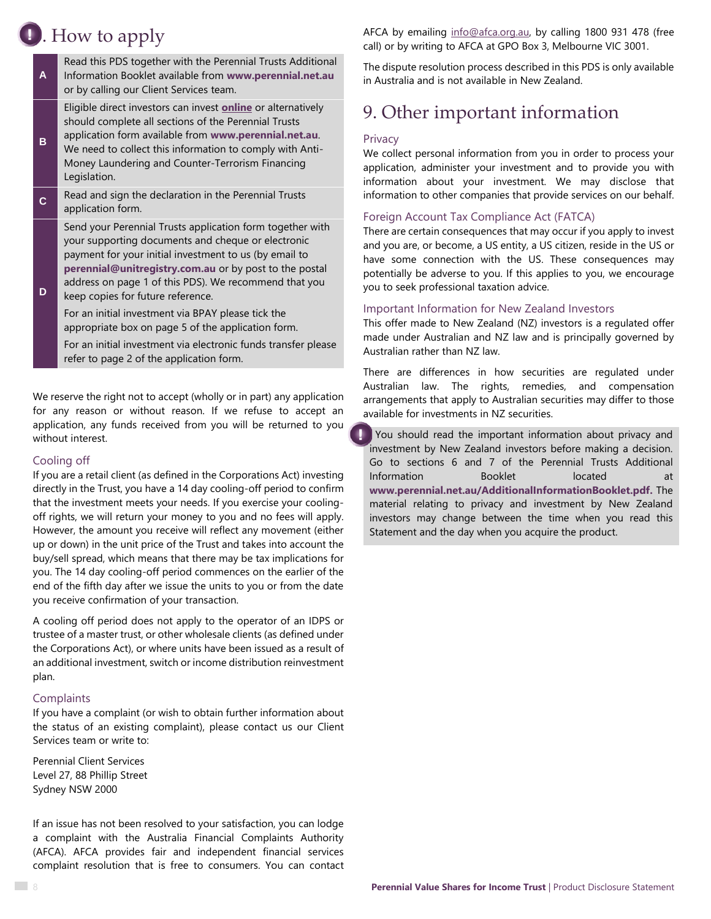# . How to apply

| | |
|---|---|
| **A** | Read this PDS together with the Perennial Trusts Additional Information Booklet available from **www.perennial.net.au** or by calling our Client Services team. |
| **B** | Eligible direct investors can invest **online** or alternatively should complete all sections of the Perennial Trusts application form available from **www.perennial.net.au**. We need to collect this information to comply with Anti-Money Laundering and Counter-Terrorism Financing Legislation. |
| **C** | Read and sign the declaration in the Perennial Trusts application form. |
| **D** | Send your Perennial Trusts application form together with your supporting documents and cheque or electronic payment for your initial investment to us (by email to **perennial@unitregistry.com.au** or by post to the postal address on page 1 of this PDS). We recommend that you keep copies for future reference.<br><br>For an initial investment via BPAY please tick the appropriate box on page 5 of the application form.<br><br>For an initial investment via electronic funds transfer please refer to page 2 of the application form. |

We reserve the right not to accept (wholly or in part) any application for any reason or without reason. If we refuse to accept an application, any funds received from you will be returned to you without interest.

### Cooling off

If you are a retail client (as defined in the Corporations Act) investing directly in the Trust, you have a 14 day cooling-off period to confirm that the investment meets your needs. If you exercise your cooling-off rights, we will return your money to you and no fees will apply. However, the amount you receive will reflect any movement (either up or down) in the unit price of the Trust and takes into account the buy/sell spread, which means that there may be tax implications for you. The 14 day cooling-off period commences on the earlier of the end of the fifth day after we issue the units to you or from the date you receive confirmation of your transaction.

A cooling off period does not apply to the operator of an IDPS or trustee of a master trust, or other wholesale clients (as defined under the Corporations Act), or where units have been issued as a result of an additional investment, switch or income distribution reinvestment plan.

### Complaints

If you have a complaint (or wish to obtain further information about the status of an existing complaint), please contact us our Client Services team or write to:

Perennial Client Services
Level 27, 88 Phillip Street
Sydney NSW 2000

If an issue has not been resolved to your satisfaction, you can lodge a complaint with the Australia Financial Complaints Authority (AFCA). AFCA provides fair and independent financial services complaint resolution that is free to consumers. You can contact AFCA by emailing info@afca.org.au, by calling 1800 931 478 (free call) or by writing to AFCA at GPO Box 3, Melbourne VIC 3001.

The dispute resolution process described in this PDS is only available in Australia and is not available in New Zealand.

# 9. Other important information

### Privacy

We collect personal information from you in order to process your application, administer your investment and to provide you with information about your investment. We may disclose that information to other companies that provide services on our behalf.

### Foreign Account Tax Compliance Act (FATCA)

There are certain consequences that may occur if you apply to invest and you are, or become, a US entity, a US citizen, reside in the US or have some connection with the US. These consequences may potentially be adverse to you. If this applies to you, we encourage you to seek professional taxation advice.

### Important Information for New Zealand Investors

This offer made to New Zealand (NZ) investors is a regulated offer made under Australian and NZ law and is principally governed by Australian rather than NZ law.

There are differences in how securities are regulated under Australian law. The rights, remedies, and compensation arrangements that apply to Australian securities may differ to those available for investments in NZ securities.

You should read the important information about privacy and investment by New Zealand investors before making a decision. Go to sections 6 and 7 of the Perennial Trusts Additional Information Booklet located at **www.perennial.net.au/AdditionalInformationBooklet.pdf.** The material relating to privacy and investment by New Zealand investors may change between the time when you read this Statement and the day when you acquire the product.